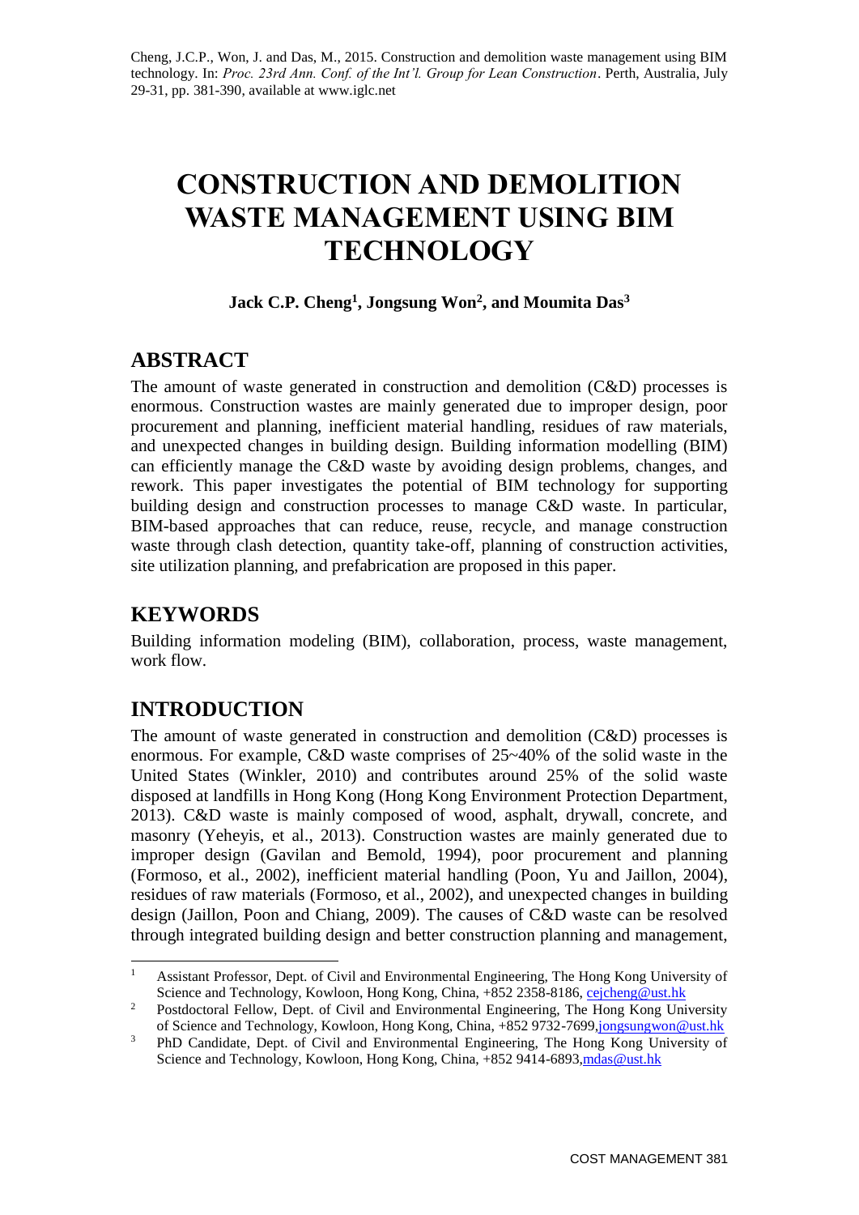Cheng, J.C.P., Won, J. and Das, M., 2015. Construction and demolition waste management using BIM technology. In: *Proc. 23rd Ann. Conf. of the Int'l. Group for Lean Construction*. Perth, Australia, July 29-31, pp. 381-390, available at www.iglc.net

# CONSTRUCTION AND DEMOLITION WASTE MANAGEMENT USING BIM TECHNOLOGY

**Jack C.P. Cheng[1], Jongsung Won[2], and Moumita Das[3]**

## ABSTRACT

The amount of waste generated in construction and demolition (C&D) processes is enormous. Construction wastes are mainly generated due to improper design, poor procurement and planning, inefficient material handling, residues of raw materials, and unexpected changes in building design. Building information modelling (BIM) can efficiently manage the C&D waste by avoiding design problems, changes, and rework. This paper investigates the potential of BIM technology for supporting building design and construction processes to manage C&D waste. In particular, BIM-based approaches that can reduce, reuse, recycle, and manage construction waste through clash detection, quantity take-off, planning of construction activities, site utilization planning, and prefabrication are proposed in this paper.

## KEYWORDS

Building information modeling (BIM), collaboration, process, waste management, work flow.

## INTRODUCTION

The amount of waste generated in construction and demolition (C&D) processes is enormous. For example, C&D waste comprises of 25~40% of the solid waste in the United States (Winkler, 2010) and contributes around 25% of the solid waste disposed at landfills in Hong Kong (Hong Kong Environment Protection Department, 2013). C&D waste is mainly composed of wood, asphalt, drywall, concrete, and masonry (Yeheyis, et al., 2013). Construction wastes are mainly generated due to improper design (Gavilan and Bemold, 1994), poor procurement and planning (Formoso, et al., 2002), inefficient material handling (Poon, Yu and Jaillon, 2004), residues of raw materials (Formoso, et al., 2002), and unexpected changes in building design (Jaillon, Poon and Chiang, 2009). The causes of C&D waste can be resolved through integrated building design and better construction planning and management,

[1] Assistant Professor, Dept. of Civil and Environmental Engineering, The Hong Kong University of Science and Technology, Kowloon, Hong Kong, China, +852 2358-8186, cejcheng@ust.hk

[2] Postdoctoral Fellow, Dept. of Civil and Environmental Engineering, The Hong Kong University of Science and Technology, Kowloon, Hong Kong, China, +852 9732-7699, jongsungwon@ust.hk

[3] PhD Candidate, Dept. of Civil and Environmental Engineering, The Hong Kong University of Science and Technology, Kowloon, Hong Kong, China, +852 9414-6893, mdas@ust.hk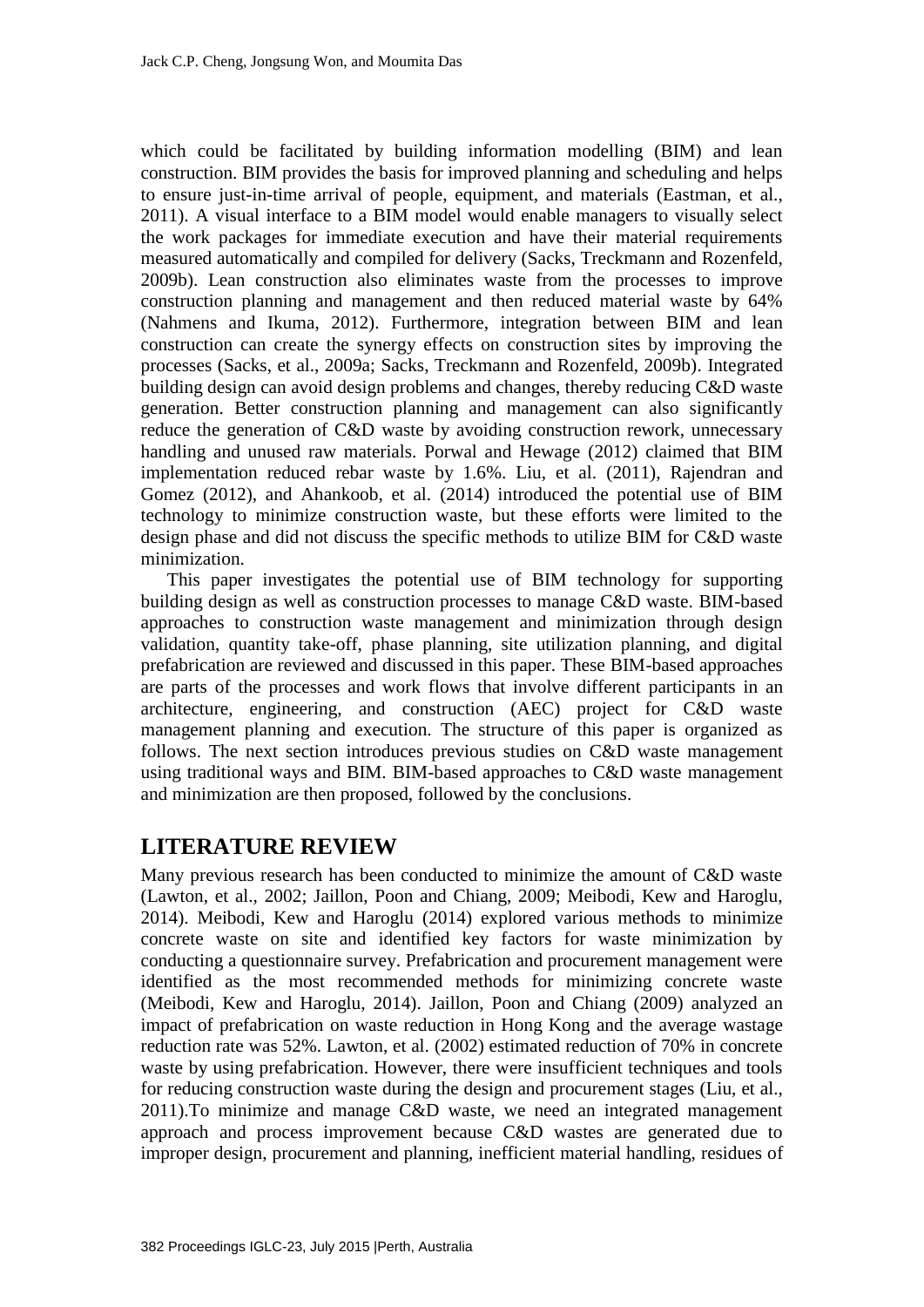which could be facilitated by building information modelling (BIM) and lean construction. BIM provides the basis for improved planning and scheduling and helps to ensure just-in-time arrival of people, equipment, and materials (Eastman, et al., 2011). A visual interface to a BIM model would enable managers to visually select the work packages for immediate execution and have their material requirements measured automatically and compiled for delivery (Sacks, Treckmann and Rozenfeld, 2009b). Lean construction also eliminates waste from the processes to improve construction planning and management and then reduced material waste by 64% (Nahmens and Ikuma, 2012). Furthermore, integration between BIM and lean construction can create the synergy effects on construction sites by improving the processes (Sacks, et al., 2009a; Sacks, Treckmann and Rozenfeld, 2009b). Integrated building design can avoid design problems and changes, thereby reducing C&D waste generation. Better construction planning and management can also significantly reduce the generation of C&D waste by avoiding construction rework, unnecessary handling and unused raw materials. Porwal and Hewage (2012) claimed that BIM implementation reduced rebar waste by 1.6%. Liu, et al. (2011), Rajendran and Gomez (2012), and Ahankoob, et al. (2014) introduced the potential use of BIM technology to minimize construction waste, but these efforts were limited to the design phase and did not discuss the specific methods to utilize BIM for C&D waste minimization.

This paper investigates the potential use of BIM technology for supporting building design as well as construction processes to manage C&D waste. BIM-based approaches to construction waste management and minimization through design validation, quantity take-off, phase planning, site utilization planning, and digital prefabrication are reviewed and discussed in this paper. These BIM-based approaches are parts of the processes and work flows that involve different participants in an architecture, engineering, and construction (AEC) project for C&D waste management planning and execution. The structure of this paper is organized as follows. The next section introduces previous studies on C&D waste management using traditional ways and BIM. BIM-based approaches to C&D waste management and minimization are then proposed, followed by the conclusions.

## LITERATURE REVIEW

Many previous research has been conducted to minimize the amount of C&D waste (Lawton, et al., 2002; Jaillon, Poon and Chiang, 2009; Meibodi, Kew and Haroglu, 2014). Meibodi, Kew and Haroglu (2014) explored various methods to minimize concrete waste on site and identified key factors for waste minimization by conducting a questionnaire survey. Prefabrication and procurement management were identified as the most recommended methods for minimizing concrete waste (Meibodi, Kew and Haroglu, 2014). Jaillon, Poon and Chiang (2009) analyzed an impact of prefabrication on waste reduction in Hong Kong and the average wastage reduction rate was 52%. Lawton, et al. (2002) estimated reduction of 70% in concrete waste by using prefabrication. However, there were insufficient techniques and tools for reducing construction waste during the design and procurement stages (Liu, et al., 2011).To minimize and manage C&D waste, we need an integrated management approach and process improvement because C&D wastes are generated due to improper design, procurement and planning, inefficient material handling, residues of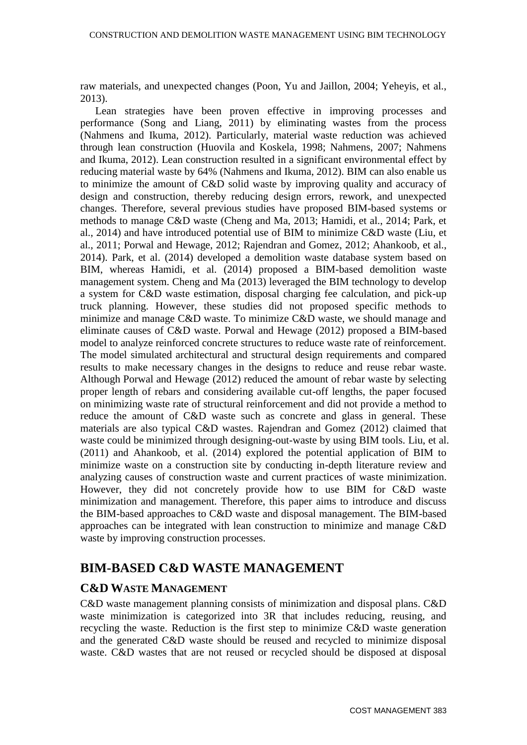raw materials, and unexpected changes (Poon, Yu and Jaillon, 2004; Yeheyis, et al., 2013).

Lean strategies have been proven effective in improving processes and performance (Song and Liang, 2011) by eliminating wastes from the process (Nahmens and Ikuma, 2012). Particularly, material waste reduction was achieved through lean construction (Huovila and Koskela, 1998; Nahmens, 2007; Nahmens and Ikuma, 2012). Lean construction resulted in a significant environmental effect by reducing material waste by 64% (Nahmens and Ikuma, 2012). BIM can also enable us to minimize the amount of C&D solid waste by improving quality and accuracy of design and construction, thereby reducing design errors, rework, and unexpected changes. Therefore, several previous studies have proposed BIM-based systems or methods to manage C&D waste (Cheng and Ma, 2013; Hamidi, et al., 2014; Park, et al., 2014) and have introduced potential use of BIM to minimize C&D waste (Liu, et al., 2011; Porwal and Hewage, 2012; Rajendran and Gomez, 2012; Ahankoob, et al., 2014). Park, et al. (2014) developed a demolition waste database system based on BIM, whereas Hamidi, et al. (2014) proposed a BIM-based demolition waste management system. Cheng and Ma (2013) leveraged the BIM technology to develop a system for C&D waste estimation, disposal charging fee calculation, and pick-up truck planning. However, these studies did not proposed specific methods to minimize and manage C&D waste. To minimize C&D waste, we should manage and eliminate causes of C&D waste. Porwal and Hewage (2012) proposed a BIM-based model to analyze reinforced concrete structures to reduce waste rate of reinforcement. The model simulated architectural and structural design requirements and compared results to make necessary changes in the designs to reduce and reuse rebar waste. Although Porwal and Hewage (2012) reduced the amount of rebar waste by selecting proper length of rebars and considering available cut-off lengths, the paper focused on minimizing waste rate of structural reinforcement and did not provide a method to reduce the amount of C&D waste such as concrete and glass in general. These materials are also typical C&D wastes. Rajendran and Gomez (2012) claimed that waste could be minimized through designing-out-waste by using BIM tools. Liu, et al. (2011) and Ahankoob, et al. (2014) explored the potential application of BIM to minimize waste on a construction site by conducting in-depth literature review and analyzing causes of construction waste and current practices of waste minimization. However, they did not concretely provide how to use BIM for C&D waste minimization and management. Therefore, this paper aims to introduce and discuss the BIM-based approaches to C&D waste and disposal management. The BIM-based approaches can be integrated with lean construction to minimize and manage C&D waste by improving construction processes.

## BIM-BASED C&D WASTE MANAGEMENT

### C&D WASTE MANAGEMENT

C&D waste management planning consists of minimization and disposal plans. C&D waste minimization is categorized into 3R that includes reducing, reusing, and recycling the waste. Reduction is the first step to minimize C&D waste generation and the generated C&D waste should be reused and recycled to minimize disposal waste. C&D wastes that are not reused or recycled should be disposed at disposal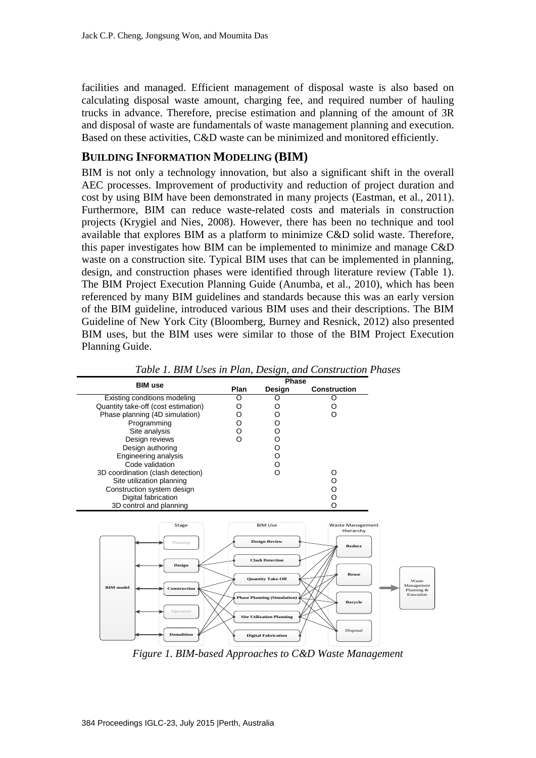facilities and managed. Efficient management of disposal waste is also based on calculating disposal waste amount, charging fee, and required number of hauling trucks in advance. Therefore, precise estimation and planning of the amount of 3R and disposal of waste are fundamentals of waste management planning and execution. Based on these activities, C&D waste can be minimized and monitored efficiently.

## BUILDING INFORMATION MODELING (BIM)

BIM is not only a technology innovation, but also a significant shift in the overall AEC processes. Improvement of productivity and reduction of project duration and cost by using BIM have been demonstrated in many projects (Eastman, et al., 2011). Furthermore, BIM can reduce waste-related costs and materials in construction projects (Krygiel and Nies, 2008). However, there has been no technique and tool available that explores BIM as a platform to minimize C&D solid waste. Therefore, this paper investigates how BIM can be implemented to minimize and manage C&D waste on a construction site. Typical BIM uses that can be implemented in planning, design, and construction phases were identified through literature review (Table 1). The BIM Project Execution Planning Guide (Anumba, et al., 2010), which has been referenced by many BIM guidelines and standards because this was an early version of the BIM guideline, introduced various BIM uses and their descriptions. The BIM Guideline of New York City (Bloomberg, Burney and Resnick, 2012) also presented BIM uses, but the BIM uses were similar to those of the BIM Project Execution Planning Guide.

*Table 1. BIM Uses in Plan, Design, and Construction Phases*

| BIM use | Phase | | |
|---|---|---|---|
| | Plan | Design | Construction |
| Existing conditions modeling | O | O | O |
| Quantity take-off (cost estimation) | O | O | O |
| Phase planning (4D simulation) | O | O | O |
| Programming | O | O | |
| Site analysis | O | O | |
| Design reviews | O | O | |
| Design authoring | | O | |
| Engineering analysis | | O | |
| Code validation | | O | |
| 3D coordination (clash detection) | | O | O |
| Site utilization planning | | | O |
| Construction system design | | | O |
| Digital fabrication | | | O |
| 3D control and planning | | | O |

*Figure 1. BIM-based Approaches to C&D Waste Management*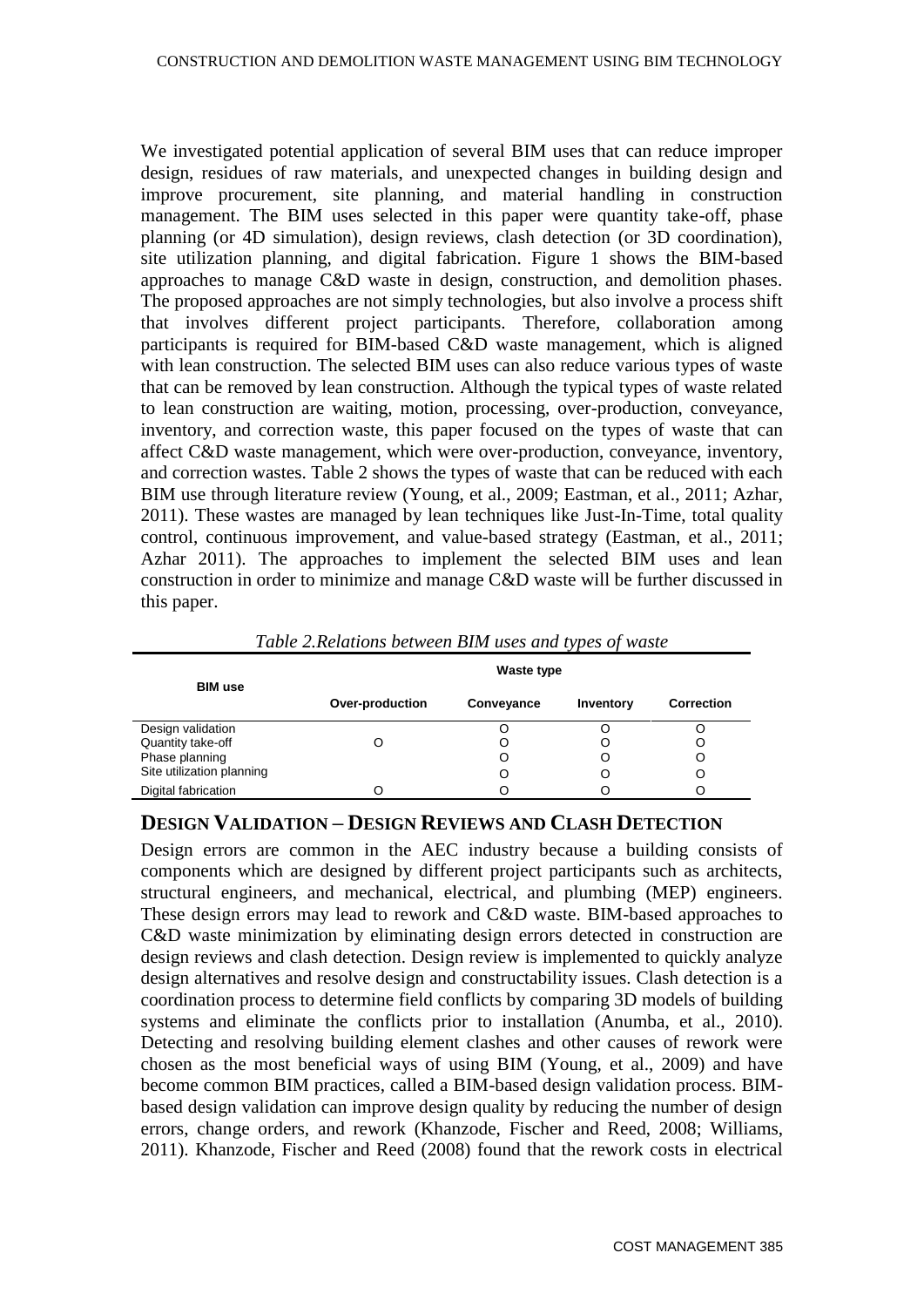We investigated potential application of several BIM uses that can reduce improper design, residues of raw materials, and unexpected changes in building design and improve procurement, site planning, and material handling in construction management. The BIM uses selected in this paper were quantity take-off, phase planning (or 4D simulation), design reviews, clash detection (or 3D coordination), site utilization planning, and digital fabrication. Figure 1 shows the BIM-based approaches to manage C&D waste in design, construction, and demolition phases. The proposed approaches are not simply technologies, but also involve a process shift that involves different project participants. Therefore, collaboration among participants is required for BIM-based C&D waste management, which is aligned with lean construction. The selected BIM uses can also reduce various types of waste that can be removed by lean construction. Although the typical types of waste related to lean construction are waiting, motion, processing, over-production, conveyance, inventory, and correction waste, this paper focused on the types of waste that can affect C&D waste management, which were over-production, conveyance, inventory, and correction wastes. Table 2 shows the types of waste that can be reduced with each BIM use through literature review (Young, et al., 2009; Eastman, et al., 2011; Azhar, 2011). These wastes are managed by lean techniques like Just-In-Time, total quality control, continuous improvement, and value-based strategy (Eastman, et al., 2011; Azhar 2011). The approaches to implement the selected BIM uses and lean construction in order to minimize and manage C&D waste will be further discussed in this paper.

*Table 2.Relations between BIM uses and types of waste*

| BIM use | Waste type | | | |
|---|---|---|---|---|
| | **Over-production** | **Conveyance** | **Inventory** | **Correction** |
| Design validation | | O | O | O |
| Quantity take-off | O | O | O | O |
| Phase planning | | O | O | O |
| Site utilization planning | | O | O | O |
| Digital fabrication | O | O | O | O |

## DESIGN VALIDATION – DESIGN REVIEWS AND CLASH DETECTION

Design errors are common in the AEC industry because a building consists of components which are designed by different project participants such as architects, structural engineers, and mechanical, electrical, and plumbing (MEP) engineers. These design errors may lead to rework and C&D waste. BIM-based approaches to C&D waste minimization by eliminating design errors detected in construction are design reviews and clash detection. Design review is implemented to quickly analyze design alternatives and resolve design and constructability issues. Clash detection is a coordination process to determine field conflicts by comparing 3D models of building systems and eliminate the conflicts prior to installation (Anumba, et al., 2010). Detecting and resolving building element clashes and other causes of rework were chosen as the most beneficial ways of using BIM (Young, et al., 2009) and have become common BIM practices, called a BIM-based design validation process. BIM-based design validation can improve design quality by reducing the number of design errors, change orders, and rework (Khanzode, Fischer and Reed, 2008; Williams, 2011). Khanzode, Fischer and Reed (2008) found that the rework costs in electrical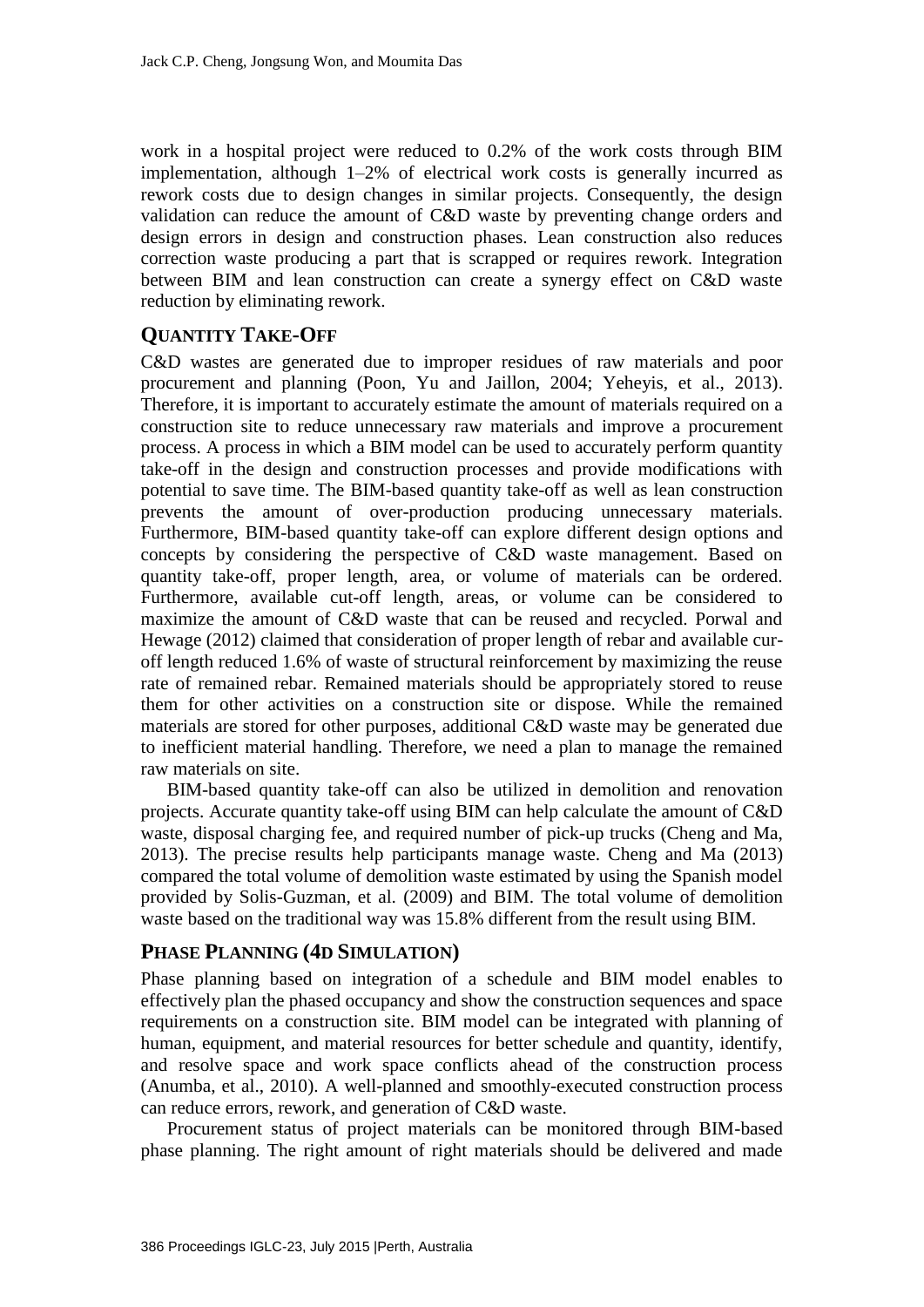work in a hospital project were reduced to 0.2% of the work costs through BIM implementation, although 1–2% of electrical work costs is generally incurred as rework costs due to design changes in similar projects. Consequently, the design validation can reduce the amount of C&D waste by preventing change orders and design errors in design and construction phases. Lean construction also reduces correction waste producing a part that is scrapped or requires rework. Integration between BIM and lean construction can create a synergy effect on C&D waste reduction by eliminating rework.

## QUANTITY TAKE-OFF

C&D wastes are generated due to improper residues of raw materials and poor procurement and planning (Poon, Yu and Jaillon, 2004; Yeheyis, et al., 2013). Therefore, it is important to accurately estimate the amount of materials required on a construction site to reduce unnecessary raw materials and improve a procurement process. A process in which a BIM model can be used to accurately perform quantity take-off in the design and construction processes and provide modifications with potential to save time. The BIM-based quantity take-off as well as lean construction prevents the amount of over-production producing unnecessary materials. Furthermore, BIM-based quantity take-off can explore different design options and concepts by considering the perspective of C&D waste management. Based on quantity take-off, proper length, area, or volume of materials can be ordered. Furthermore, available cut-off length, areas, or volume can be considered to maximize the amount of C&D waste that can be reused and recycled. Porwal and Hewage (2012) claimed that consideration of proper length of rebar and available cur-off length reduced 1.6% of waste of structural reinforcement by maximizing the reuse rate of remained rebar. Remained materials should be appropriately stored to reuse them for other activities on a construction site or dispose. While the remained materials are stored for other purposes, additional C&D waste may be generated due to inefficient material handling. Therefore, we need a plan to manage the remained raw materials on site.

BIM-based quantity take-off can also be utilized in demolition and renovation projects. Accurate quantity take-off using BIM can help calculate the amount of C&D waste, disposal charging fee, and required number of pick-up trucks (Cheng and Ma, 2013). The precise results help participants manage waste. Cheng and Ma (2013) compared the total volume of demolition waste estimated by using the Spanish model provided by Solis-Guzman, et al. (2009) and BIM. The total volume of demolition waste based on the traditional way was 15.8% different from the result using BIM.

## PHASE PLANNING (4D SIMULATION)

Phase planning based on integration of a schedule and BIM model enables to effectively plan the phased occupancy and show the construction sequences and space requirements on a construction site. BIM model can be integrated with planning of human, equipment, and material resources for better schedule and quantity, identify, and resolve space and work space conflicts ahead of the construction process (Anumba, et al., 2010). A well-planned and smoothly-executed construction process can reduce errors, rework, and generation of C&D waste.

Procurement status of project materials can be monitored through BIM-based phase planning. The right amount of right materials should be delivered and made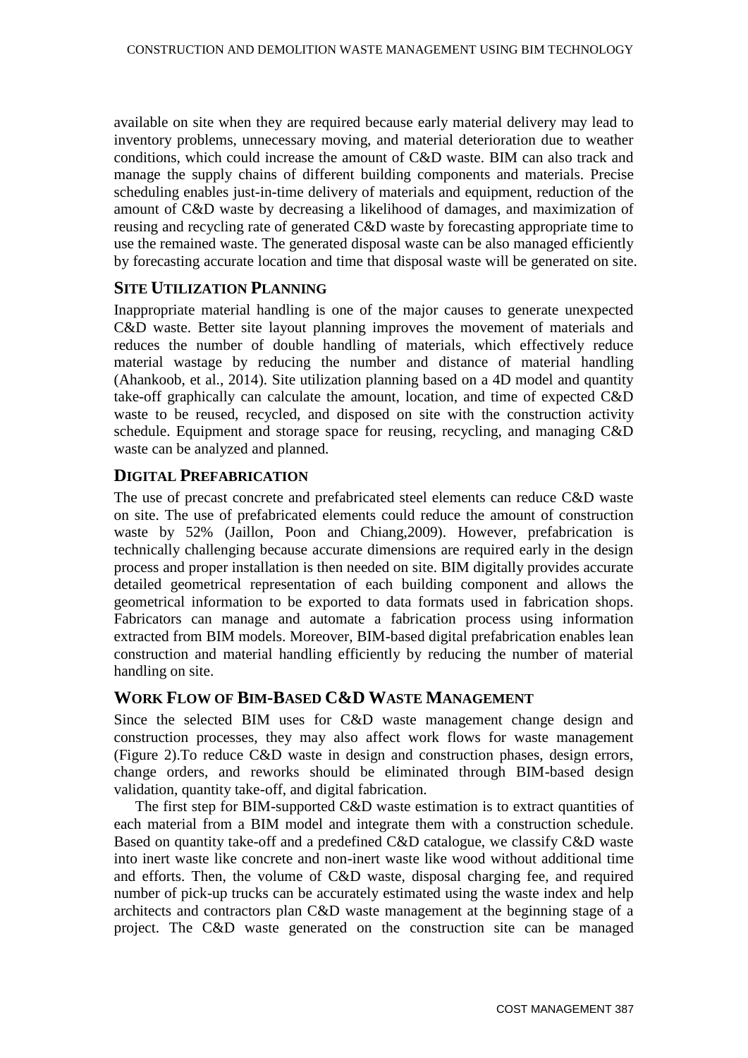available on site when they are required because early material delivery may lead to inventory problems, unnecessary moving, and material deterioration due to weather conditions, which could increase the amount of C&D waste. BIM can also track and manage the supply chains of different building components and materials. Precise scheduling enables just-in-time delivery of materials and equipment, reduction of the amount of C&D waste by decreasing a likelihood of damages, and maximization of reusing and recycling rate of generated C&D waste by forecasting appropriate time to use the remained waste. The generated disposal waste can be also managed efficiently by forecasting accurate location and time that disposal waste will be generated on site.

## SITE UTILIZATION PLANNING

Inappropriate material handling is one of the major causes to generate unexpected C&D waste. Better site layout planning improves the movement of materials and reduces the number of double handling of materials, which effectively reduce material wastage by reducing the number and distance of material handling (Ahankoob, et al., 2014). Site utilization planning based on a 4D model and quantity take-off graphically can calculate the amount, location, and time of expected C&D waste to be reused, recycled, and disposed on site with the construction activity schedule. Equipment and storage space for reusing, recycling, and managing C&D waste can be analyzed and planned.

## DIGITAL PREFABRICATION

The use of precast concrete and prefabricated steel elements can reduce C&D waste on site. The use of prefabricated elements could reduce the amount of construction waste by 52% (Jaillon, Poon and Chiang,2009). However, prefabrication is technically challenging because accurate dimensions are required early in the design process and proper installation is then needed on site. BIM digitally provides accurate detailed geometrical representation of each building component and allows the geometrical information to be exported to data formats used in fabrication shops. Fabricators can manage and automate a fabrication process using information extracted from BIM models. Moreover, BIM-based digital prefabrication enables lean construction and material handling efficiently by reducing the number of material handling on site.

## WORK FLOW OF BIM-BASED C&D WASTE MANAGEMENT

Since the selected BIM uses for C&D waste management change design and construction processes, they may also affect work flows for waste management (Figure 2).To reduce C&D waste in design and construction phases, design errors, change orders, and reworks should be eliminated through BIM-based design validation, quantity take-off, and digital fabrication.

The first step for BIM-supported C&D waste estimation is to extract quantities of each material from a BIM model and integrate them with a construction schedule. Based on quantity take-off and a predefined C&D catalogue, we classify C&D waste into inert waste like concrete and non-inert waste like wood without additional time and efforts. Then, the volume of C&D waste, disposal charging fee, and required number of pick-up trucks can be accurately estimated using the waste index and help architects and contractors plan C&D waste management at the beginning stage of a project. The C&D waste generated on the construction site can be managed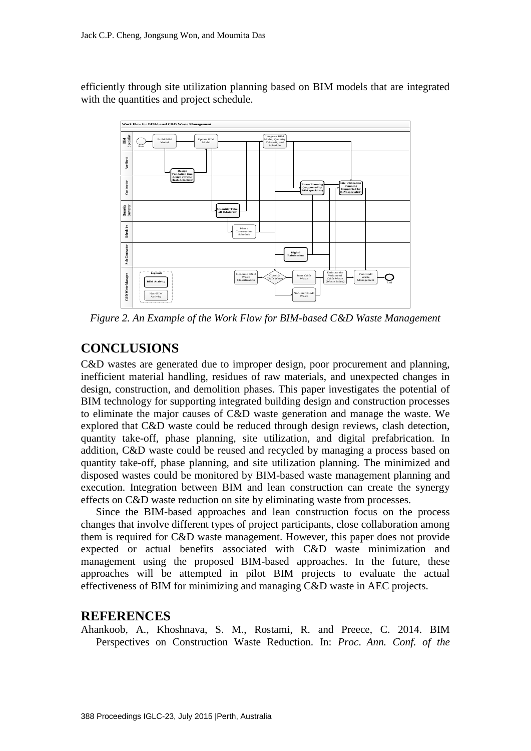efficiently through site utilization planning based on BIM models that are integrated with the quantities and project schedule.

*Figure 2. An Example of the Work Flow for BIM-based C&D Waste Management*

## CONCLUSIONS

C&D wastes are generated due to improper design, poor procurement and planning, inefficient material handling, residues of raw materials, and unexpected changes in design, construction, and demolition phases. This paper investigates the potential of BIM technology for supporting integrated building design and construction processes to eliminate the major causes of C&D waste generation and manage the waste. We explored that C&D waste could be reduced through design reviews, clash detection, quantity take-off, phase planning, site utilization, and digital prefabrication. In addition, C&D waste could be reused and recycled by managing a process based on quantity take-off, phase planning, and site utilization planning. The minimized and disposed wastes could be monitored by BIM-based waste management planning and execution. Integration between BIM and lean construction can create the synergy effects on C&D waste reduction on site by eliminating waste from processes.

Since the BIM-based approaches and lean construction focus on the process changes that involve different types of project participants, close collaboration among them is required for C&D waste management. However, this paper does not provide expected or actual benefits associated with C&D waste minimization and management using the proposed BIM-based approaches. In the future, these approaches will be attempted in pilot BIM projects to evaluate the actual effectiveness of BIM for minimizing and managing C&D waste in AEC projects.

## REFERENCES

Ahankoob, A., Khoshnava, S. M., Rostami, R. and Preece, C. 2014. BIM Perspectives on Construction Waste Reduction. In: *Proc. Ann. Conf. of the*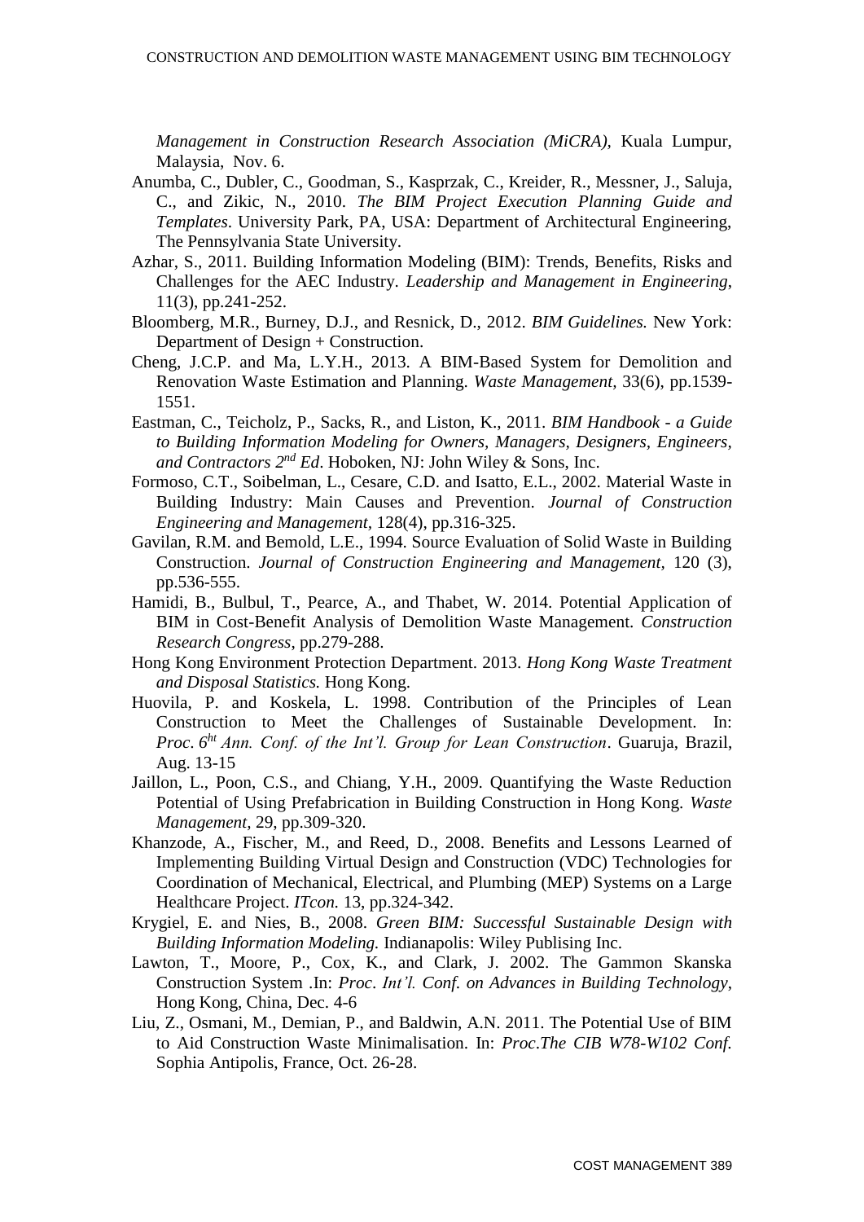*Management in Construction Research Association (MiCRA)*, Kuala Lumpur, Malaysia, Nov. 6.

Anumba, C., Dubler, C., Goodman, S., Kasprzak, C., Kreider, R., Messner, J., Saluja, C., and Zikic, N., 2010. *The BIM Project Execution Planning Guide and Templates*. University Park, PA, USA: Department of Architectural Engineering, The Pennsylvania State University.

Azhar, S., 2011. Building Information Modeling (BIM): Trends, Benefits, Risks and Challenges for the AEC Industry. *Leadership and Management in Engineering*, 11(3), pp.241-252.

Bloomberg, M.R., Burney, D.J., and Resnick, D., 2012. *BIM Guidelines.* New York: Department of Design + Construction.

Cheng, J.C.P. and Ma, L.Y.H., 2013. A BIM-Based System for Demolition and Renovation Waste Estimation and Planning. *Waste Management*, 33(6), pp.1539-1551.

Eastman, C., Teicholz, P., Sacks, R., and Liston, K., 2011. *BIM Handbook - a Guide to Building Information Modeling for Owners, Managers, Designers, Engineers, and Contractors 2nd Ed*. Hoboken, NJ: John Wiley & Sons, Inc.

Formoso, C.T., Soibelman, L., Cesare, C.D. and Isatto, E.L., 2002. Material Waste in Building Industry: Main Causes and Prevention. *Journal of Construction Engineering and Management*, 128(4), pp.316-325.

Gavilan, R.M. and Bemold, L.E., 1994. Source Evaluation of Solid Waste in Building Construction. *Journal of Construction Engineering and Management*, 120 (3), pp.536-555.

Hamidi, B., Bulbul, T., Pearce, A., and Thabet, W. 2014. Potential Application of BIM in Cost-Benefit Analysis of Demolition Waste Management. *Construction Research Congress*, pp.279-288.

Hong Kong Environment Protection Department. 2013. *Hong Kong Waste Treatment and Disposal Statistics.* Hong Kong.

Huovila, P. and Koskela, L. 1998. Contribution of the Principles of Lean Construction to Meet the Challenges of Sustainable Development. In: *Proc. 6ht Ann. Conf. of the Int'l. Group for Lean Construction*. Guaruja, Brazil, Aug. 13-15

Jaillon, L., Poon, C.S., and Chiang, Y.H., 2009. Quantifying the Waste Reduction Potential of Using Prefabrication in Building Construction in Hong Kong. *Waste Management,* 29, pp.309-320.

Khanzode, A., Fischer, M., and Reed, D., 2008. Benefits and Lessons Learned of Implementing Building Virtual Design and Construction (VDC) Technologies for Coordination of Mechanical, Electrical, and Plumbing (MEP) Systems on a Large Healthcare Project. *ITcon.* 13, pp.324-342.

Krygiel, E. and Nies, B., 2008. *Green BIM: Successful Sustainable Design with Building Information Modeling.* Indianapolis: Wiley Publising Inc.

Lawton, T., Moore, P., Cox, K., and Clark, J. 2002. The Gammon Skanska Construction System .In: *Proc. Int'l. Conf. on Advances in Building Technology*, Hong Kong, China, Dec. 4-6

Liu, Z., Osmani, M., Demian, P., and Baldwin, A.N. 2011. The Potential Use of BIM to Aid Construction Waste Minimalisation. In: *Proc.The CIB W78-W102 Conf.* Sophia Antipolis, France, Oct. 26-28.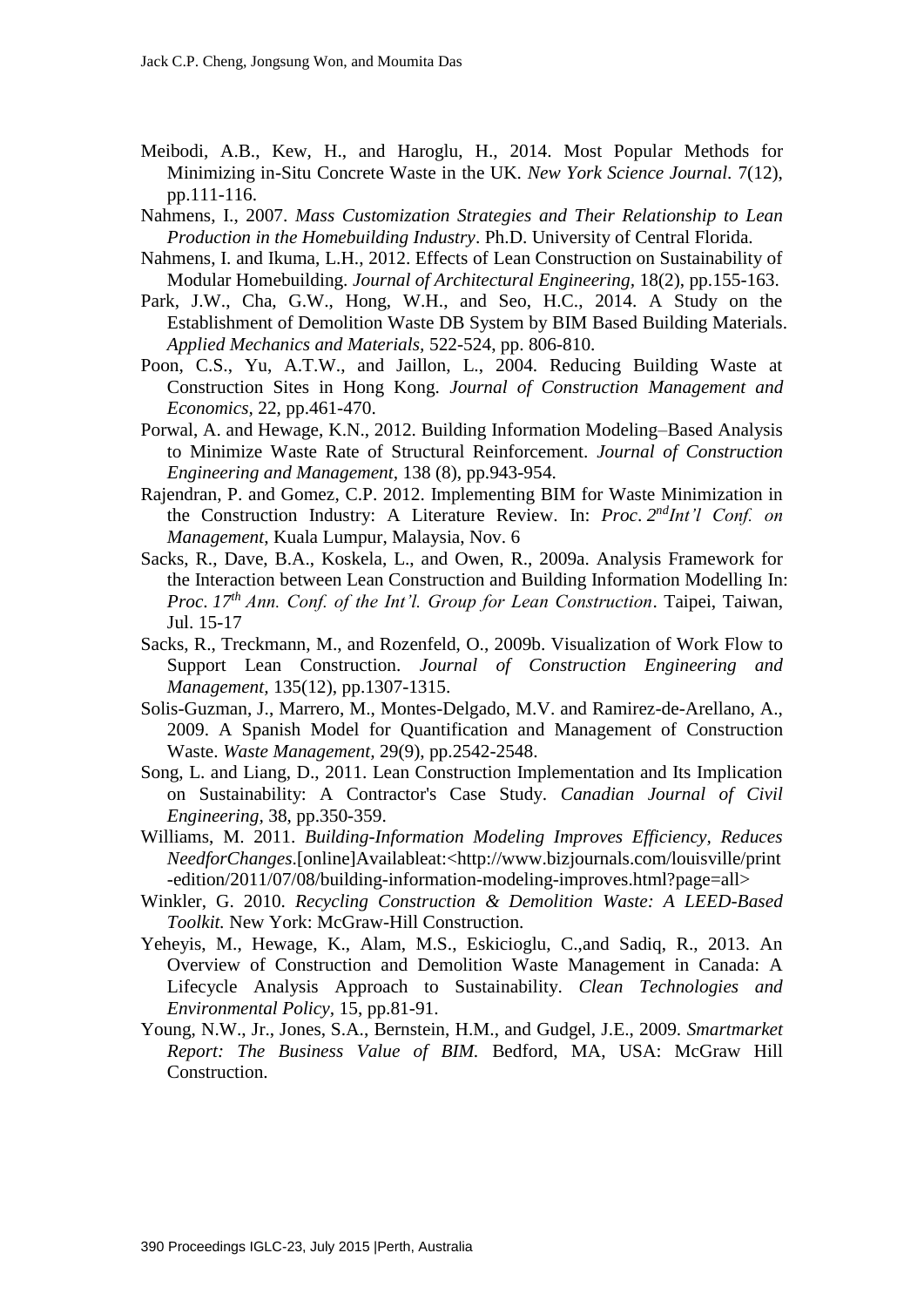Meibodi, A.B., Kew, H., and Haroglu, H., 2014. Most Popular Methods for Minimizing in-Situ Concrete Waste in the UK. *New York Science Journal*. 7(12), pp.111-116.

Nahmens, I., 2007. *Mass Customization Strategies and Their Relationship to Lean Production in the Homebuilding Industry*. Ph.D. University of Central Florida.

Nahmens, I. and Ikuma, L.H., 2012. Effects of Lean Construction on Sustainability of Modular Homebuilding. *Journal of Architectural Engineering*, 18(2), pp.155-163.

Park, J.W., Cha, G.W., Hong, W.H., and Seo, H.C., 2014. A Study on the Establishment of Demolition Waste DB System by BIM Based Building Materials. *Applied Mechanics and Materials*, 522-524, pp. 806-810.

Poon, C.S., Yu, A.T.W., and Jaillon, L., 2004. Reducing Building Waste at Construction Sites in Hong Kong. *Journal of Construction Management and Economics*, 22, pp.461-470.

Porwal, A. and Hewage, K.N., 2012. Building Information Modeling–Based Analysis to Minimize Waste Rate of Structural Reinforcement. *Journal of Construction Engineering and Management*, 138 (8), pp.943-954.

Rajendran, P. and Gomez, C.P. 2012. Implementing BIM for Waste Minimization in the Construction Industry: A Literature Review. In: *Proc. 2nd Int'l Conf. on Management*, Kuala Lumpur, Malaysia, Nov. 6

Sacks, R., Dave, B.A., Koskela, L., and Owen, R., 2009a. Analysis Framework for the Interaction between Lean Construction and Building Information Modelling In: *Proc. 17th Ann. Conf. of the Int'l. Group for Lean Construction*. Taipei, Taiwan, Jul. 15-17

Sacks, R., Treckmann, M., and Rozenfeld, O., 2009b. Visualization of Work Flow to Support Lean Construction. *Journal of Construction Engineering and Management*, 135(12), pp.1307-1315.

Solis-Guzman, J., Marrero, M., Montes-Delgado, M.V. and Ramirez-de-Arellano, A., 2009. A Spanish Model for Quantification and Management of Construction Waste. *Waste Management*, 29(9), pp.2542-2548.

Song, L. and Liang, D., 2011. Lean Construction Implementation and Its Implication on Sustainability: A Contractor's Case Study. *Canadian Journal of Civil Engineering*, 38, pp.350-359.

Williams, M. 2011. *Building-Information Modeling Improves Efficiency, Reduces NeedforChanges*.[online]Availableat:<http://www.bizjournals.com/louisville/print-edition/2011/07/08/building-information-modeling-improves.html?page=all>

Winkler, G. 2010. *Recycling Construction & Demolition Waste: A LEED-Based Toolkit.* New York: McGraw-Hill Construction.

Yeheyis, M., Hewage, K., Alam, M.S., Eskicioglu, C.,and Sadiq, R., 2013. An Overview of Construction and Demolition Waste Management in Canada: A Lifecycle Analysis Approach to Sustainability. *Clean Technologies and Environmental Policy*, 15, pp.81-91.

Young, N.W., Jr., Jones, S.A., Bernstein, H.M., and Gudgel, J.E., 2009. *Smartmarket Report: The Business Value of BIM.* Bedford, MA, USA: McGraw Hill Construction.